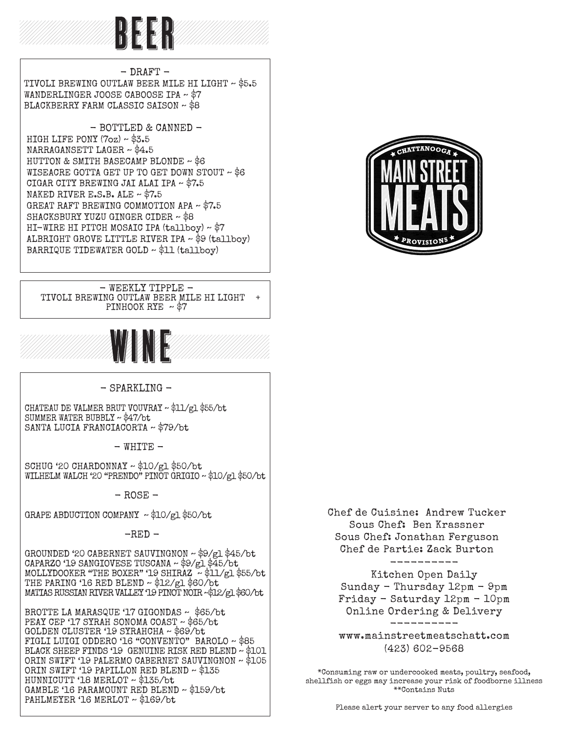# BEER

## - DRAFT -

TIVOLI BREWING OUTLAW BEER MILE HI LIGHT ~ $5.5
WANDERLINGER JOOSE CABOOSE IPA ~ $7
BLACKBERRY FARM CLASSIC SAISON ~ $8

## - BOTTLED & CANNED -

HIGH LIFE PONY (7oz) ~ $3.5
NARRAGANSETT LAGER ~ $4.5
HUTTON & SMITH BASECAMP BLONDE ~ $6
WISEACRE GOTTA GET UP TO GET DOWN STOUT ~ $6
CIGAR CITY BREWING JAI ALAI IPA ~ $7.5
NAKED RIVER E.S.B. ALE ~ $7.5
GREAT RAFT BREWING COMMOTION APA ~ $7.5
SHACKSBURY YUZU GINGER CIDER ~ $8
HI-WIRE HI PITCH MOSAIC IPA (tallboy) ~ $7
ALBRIGHT GROVE LITTLE RIVER IPA ~ $9 (tallboy)
BARRIQUE TIDEWATER GOLD ~ $11 (tallboy)

## - WEEKLY TIPPLE -

TIVOLI BREWING OUTLAW BEER MILE HI LIGHT + PINHOOK RYE ~ $7

# WINE

## - SPARKLING -

CHATEAU DE VALMER BRUT VOUVRAY ~ $11/gl $55/bt
SUMMER WATER BUBBLY ~ $47/bt
SANTA LUCIA FRANCIACORTA ~ $79/bt

## - WHITE -

SCHUG '20 CHARDONNAY ~ $10/gl $50/bt
WILHELM WALCH '20 "PRENDO" PINOT GRIGIO ~ $10/gl $50/bt

## - ROSE -

GRAPE ABDUCTION COMPANY ~ $10/gl $50/bt

## -RED -

GROUNDED '20 CABERNET SAUVINGNON ~ $9/gl $45/bt
CAPARZO '19 SANGIOVESE TUSCANA ~ $9/gl $45/bt
MOLLYDOOKER "THE BOXER" '19 SHIRAZ ~ $11/gl $55/bt
THE PARING '16 RED BLEND ~ $12/gl $60/bt
MATIAS RUSSIAN RIVER VALLEY '19 PINOT NOIR ~$12/gl $60/bt

BROTTE LA MARASQUE '17 GIGONDAS ~ $65/bt
PEAY CEP '17 SYRAH SONOMA COAST ~ $65/bt
GOLDEN CLUSTER '19 SYRAHCHA ~ $69/bt
FIGLI LUIGI ODDERO '16 "CONVENTO" BAROLO ~ $85
BLACK SHEEP FINDS '19 GENUINE RISK RED BLEND ~ $101
ORIN SWIFT '19 PALERMO CABERNET SAUVINGNON ~ $105
ORIN SWIFT '19 PAPILLON RED BLEND ~ $135
HUNNICUTT '18 MERLOT ~ $135/bt
GAMBLE '16 PARAMOUNT RED BLEND ~ $159/bt
PAHLMEYER '16 MERLOT ~ $169/bt

CHATTANOOGA
MAIN STREET MEATS
PROVISIONS

Chef de Cuisine: Andrew Tucker
Sous Chef: Ben Krassner
Sous Chef: Jonathan Ferguson
Chef de Partie: Zack Burton

----------

Kitchen Open Daily
Sunday - Thursday 12pm - 9pm
Friday - Saturday 12pm - 10pm
Online Ordering & Delivery

----------

www.mainstreetmeatschatt.com
(423) 602-9568

*Consuming raw or undercooked meats, poultry, seafood, shellfish or eggs may increase your risk of foodborne illness
**Contains Nuts

Please alert your server to any food allergies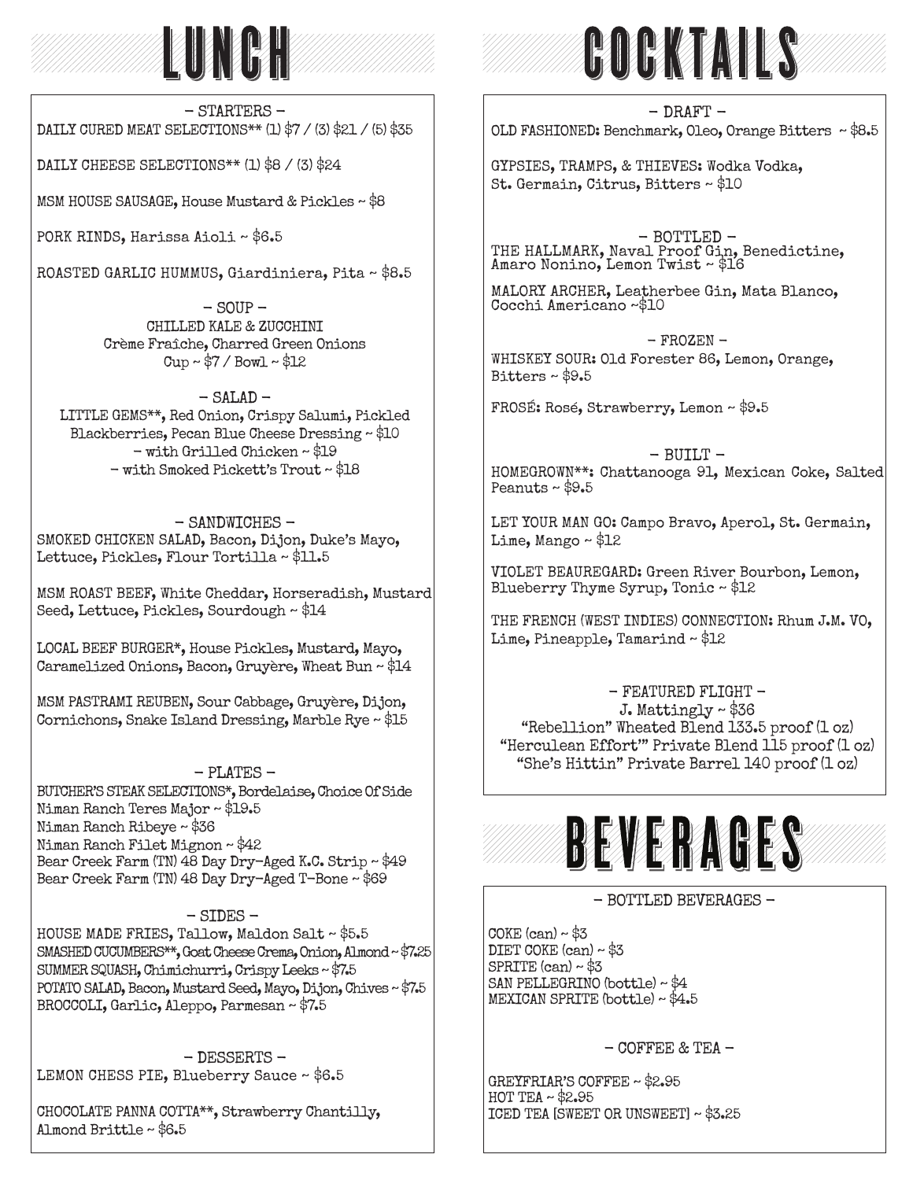# LUNCH

## – STARTERS –

DAILY CURED MEAT SELECTIONS** (1) $7 / (3) $21 / (5) $35

DAILY CHEESE SELECTIONS** (1) $8 / (3) $24

MSM HOUSE SAUSAGE, House Mustard & Pickles ~ $8

PORK RINDS, Harissa Aioli ~ $6.5

ROASTED GARLIC HUMMUS, Giardiniera, Pita ~ $8.5

## – SOUP –

CHILLED KALE & ZUCCHINI
Crème Fraîche, Charred Green Onions
Cup ~ $7 / Bowl ~ $12

## – SALAD –

LITTLE GEMS**, Red Onion, Crispy Salumi, Pickled Blackberries, Pecan Blue Cheese Dressing ~ $10
– with Grilled Chicken ~ $19
– with Smoked Pickett's Trout ~ $18

## – SANDWICHES –

SMOKED CHICKEN SALAD, Bacon, Dijon, Duke's Mayo, Lettuce, Pickles, Flour Tortilla ~ $11.5

MSM ROAST BEEF, White Cheddar, Horseradish, Mustard Seed, Lettuce, Pickles, Sourdough ~ $14

LOCAL BEEF BURGER*, House Pickles, Mustard, Mayo, Caramelized Onions, Bacon, Gruyère, Wheat Bun ~ $14

MSM PASTRAMI REUBEN, Sour Cabbage, Gruyère, Dijon, Cornichons, Snake Island Dressing, Marble Rye ~ $15

## – PLATES –

BUTCHER'S STEAK SELECTIONS*, Bordelaise, Choice Of Side
Niman Ranch Teres Major ~ $19.5
Niman Ranch Ribeye ~ $36
Niman Ranch Filet Mignon ~ $42
Bear Creek Farm (TN) 48 Day Dry-Aged K.C. Strip ~ $49
Bear Creek Farm (TN) 48 Day Dry-Aged T-Bone ~ $69

## – SIDES –

HOUSE MADE FRIES, Tallow, Maldon Salt ~ $5.5
SMASHED CUCUMBERS**, Goat Cheese Crema, Onion, Almond ~ $7.25
SUMMER SQUASH, Chimichurri, Crispy Leeks ~ $7.5
POTATO SALAD, Bacon, Mustard Seed, Mayo, Dijon, Chives ~ $7.5
BROCCOLI, Garlic, Aleppo, Parmesan ~ $7.5

## – DESSERTS –

LEMON CHESS PIE, Blueberry Sauce ~ $6.5

CHOCOLATE PANNA COTTA**, Strawberry Chantilly, Almond Brittle ~ $6.5

# COCKTAILS

## – DRAFT –

OLD FASHIONED: Benchmark, Oleo, Orange Bitters ~ $8.5

GYPSIES, TRAMPS, & THIEVES: Wodka Vodka, St. Germain, Citrus, Bitters ~ $10

## – BOTTLED –

THE HALLMARK, Naval Proof Gin, Benedictine, Amaro Nonino, Lemon Twist ~ $16

MALORY ARCHER, Leatherbee Gin, Mata Blanco, Cocchi Americano ~$10

## – FROZEN –

WHISKEY SOUR: Old Forester 86, Lemon, Orange, Bitters ~ $9.5

FROSÉ: Rosé, Strawberry, Lemon ~ $9.5

## – BUILT –

HOMEGROWN**: Chattanooga 91, Mexican Coke, Salted Peanuts ~ $9.5

LET YOUR MAN GO: Campo Bravo, Aperol, St. Germain, Lime, Mango ~ $12

VIOLET BEAUREGARD: Green River Bourbon, Lemon, Blueberry Thyme Syrup, Tonic ~ $12

THE FRENCH (WEST INDIES) CONNECTION: Rhum J.M. VO, Lime, Pineapple, Tamarind ~ $12

## – FEATURED FLIGHT –

J. Mattingly ~ $36
"Rebellion" Wheated Blend 133.5 proof (1 oz)
"Herculean Effort" Private Blend 115 proof (1 oz)
"She's Hittin" Private Barrel 140 proof (1 oz)

# BEVERAGES

## – BOTTLED BEVERAGES –

COKE (can) ~ $3
DIET COKE (can) ~ $3
SPRITE (can) ~ $3
SAN PELLEGRINO (bottle) ~ $4
MEXICAN SPRITE (bottle) ~ $4.5

## – COFFEE & TEA –

GREYFRIAR'S COFFEE ~ $2.95
HOT TEA ~ $2.95
ICED TEA [SWEET OR UNSWEET] ~ $3.25